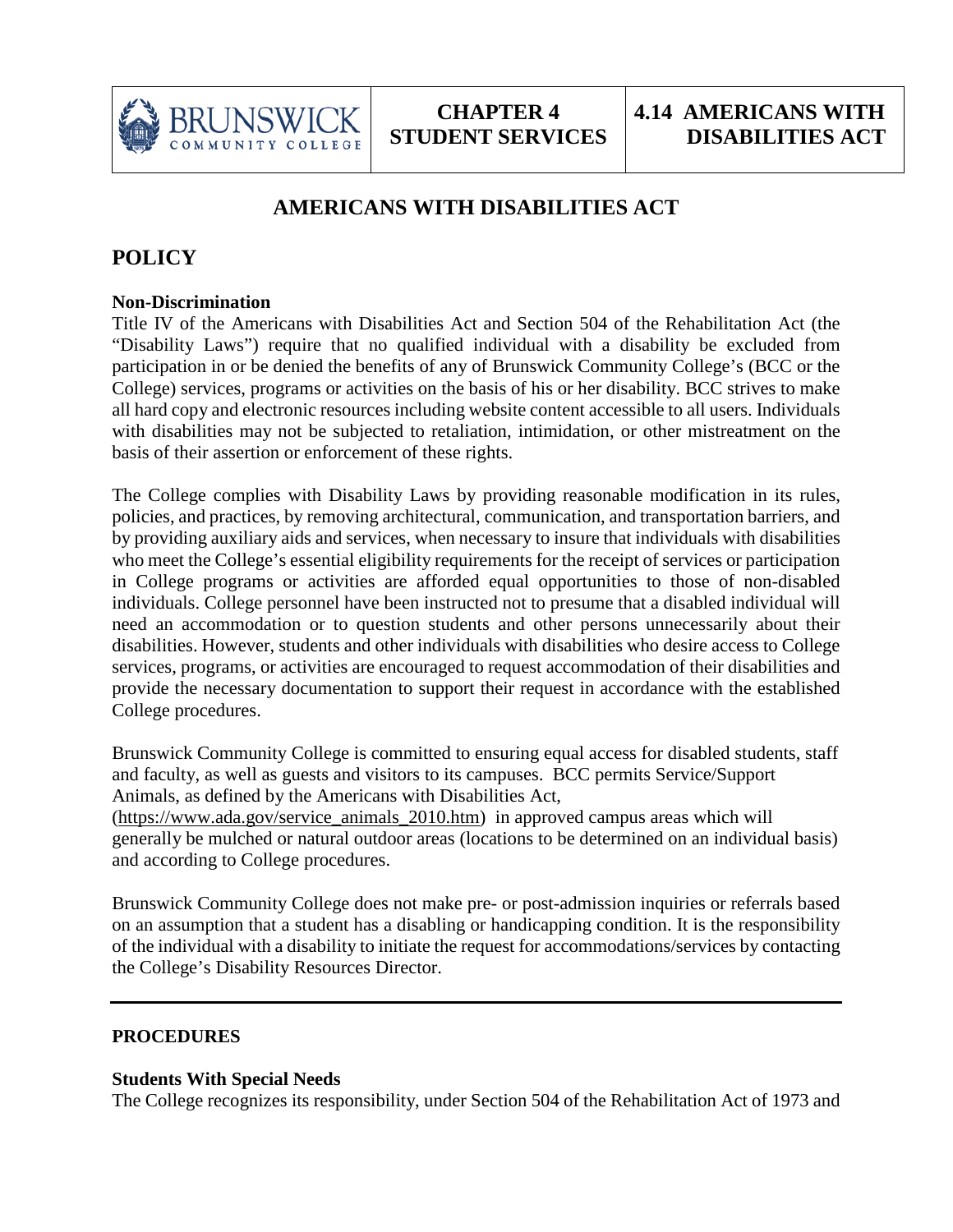| BRUNSWICK COMMUNITY COLLEGE | CHAPTER 4 STUDENT SERVICES | 4.14 AMERICANS WITH DISABILITIES ACT |
| --- | --- | --- |

# AMERICANS WITH DISABILITIES ACT

## POLICY

**Non-Discrimination**

Title IV of the Americans with Disabilities Act and Section 504 of the Rehabilitation Act (the "Disability Laws") require that no qualified individual with a disability be excluded from participation in or be denied the benefits of any of Brunswick Community College's (BCC or the College) services, programs or activities on the basis of his or her disability. BCC strives to make all hard copy and electronic resources including website content accessible to all users. Individuals with disabilities may not be subjected to retaliation, intimidation, or other mistreatment on the basis of their assertion or enforcement of these rights.

The College complies with Disability Laws by providing reasonable modification in its rules, policies, and practices, by removing architectural, communication, and transportation barriers, and by providing auxiliary aids and services, when necessary to insure that individuals with disabilities who meet the College's essential eligibility requirements for the receipt of services or participation in College programs or activities are afforded equal opportunities to those of non-disabled individuals. College personnel have been instructed not to presume that a disabled individual will need an accommodation or to question students and other persons unnecessarily about their disabilities. However, students and other individuals with disabilities who desire access to College services, programs, or activities are encouraged to request accommodation of their disabilities and provide the necessary documentation to support their request in accordance with the established College procedures.

Brunswick Community College is committed to ensuring equal access for disabled students, staff and faculty, as well as guests and visitors to its campuses. BCC permits Service/Support Animals, as defined by the Americans with Disabilities Act, (https://www.ada.gov/service_animals_2010.htm) in approved campus areas which will generally be mulched or natural outdoor areas (locations to be determined on an individual basis) and according to College procedures.

Brunswick Community College does not make pre- or post-admission inquiries or referrals based on an assumption that a student has a disabling or handicapping condition. It is the responsibility of the individual with a disability to initiate the request for accommodations/services by contacting the College's Disability Resources Director.

---

**PROCEDURES**

**Students With Special Needs**

The College recognizes its responsibility, under Section 504 of the Rehabilitation Act of 1973 and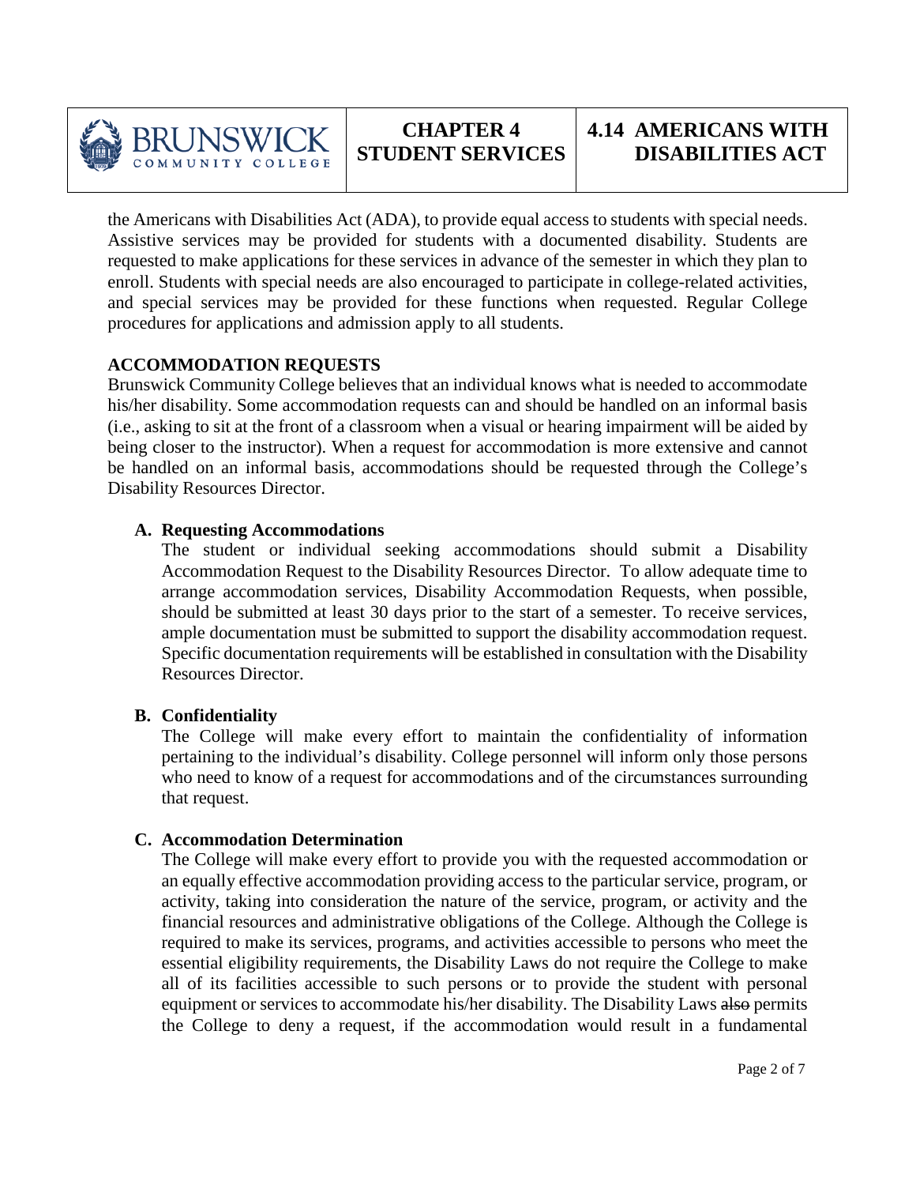the Americans with Disabilities Act (ADA), to provide equal access to students with special needs. Assistive services may be provided for students with a documented disability. Students are requested to make applications for these services in advance of the semester in which they plan to enroll. Students with special needs are also encouraged to participate in college-related activities, and special services may be provided for these functions when requested. Regular College procedures for applications and admission apply to all students.

## ACCOMMODATION REQUESTS

Brunswick Community College believes that an individual knows what is needed to accommodate his/her disability. Some accommodation requests can and should be handled on an informal basis (i.e., asking to sit at the front of a classroom when a visual or hearing impairment will be aided by being closer to the instructor). When a request for accommodation is more extensive and cannot be handled on an informal basis, accommodations should be requested through the College's Disability Resources Director.

### A. Requesting Accommodations

The student or individual seeking accommodations should submit a Disability Accommodation Request to the Disability Resources Director. To allow adequate time to arrange accommodation services, Disability Accommodation Requests, when possible, should be submitted at least 30 days prior to the start of a semester. To receive services, ample documentation must be submitted to support the disability accommodation request. Specific documentation requirements will be established in consultation with the Disability Resources Director.

### B. Confidentiality

The College will make every effort to maintain the confidentiality of information pertaining to the individual's disability. College personnel will inform only those persons who need to know of a request for accommodations and of the circumstances surrounding that request.

### C. Accommodation Determination

The College will make every effort to provide you with the requested accommodation or an equally effective accommodation providing access to the particular service, program, or activity, taking into consideration the nature of the service, program, or activity and the financial resources and administrative obligations of the College. Although the College is required to make its services, programs, and activities accessible to persons who meet the essential eligibility requirements, the Disability Laws do not require the College to make all of its facilities accessible to such persons or to provide the student with personal equipment or services to accommodate his/her disability. The Disability Laws ~~also~~ permits the College to deny a request, if the accommodation would result in a fundamental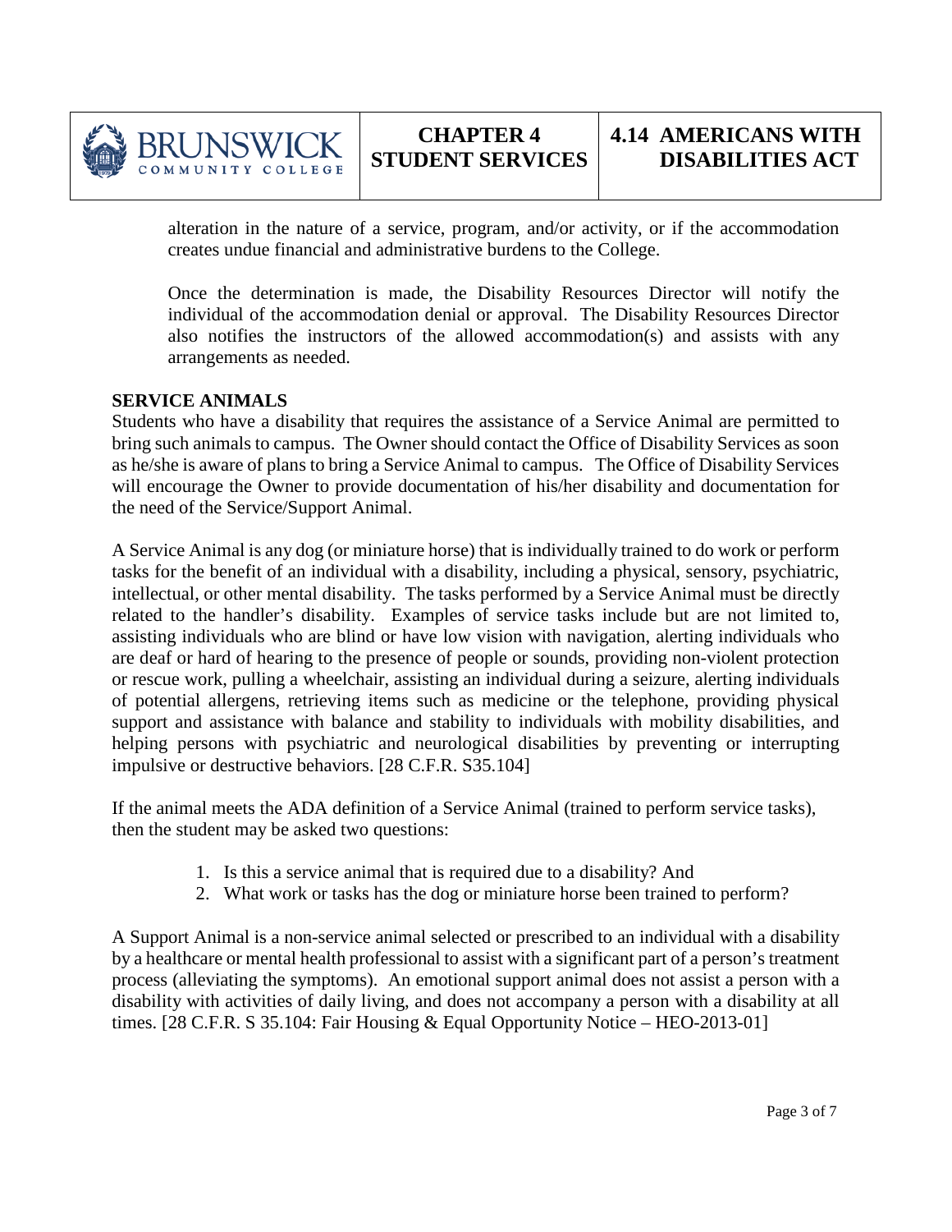alteration in the nature of a service, program, and/or activity, or if the accommodation creates undue financial and administrative burdens to the College.

Once the determination is made, the Disability Resources Director will notify the individual of the accommodation denial or approval. The Disability Resources Director also notifies the instructors of the allowed accommodation(s) and assists with any arrangements as needed.

**SERVICE ANIMALS**

Students who have a disability that requires the assistance of a Service Animal are permitted to bring such animals to campus. The Owner should contact the Office of Disability Services as soon as he/she is aware of plans to bring a Service Animal to campus. The Office of Disability Services will encourage the Owner to provide documentation of his/her disability and documentation for the need of the Service/Support Animal.

A Service Animal is any dog (or miniature horse) that is individually trained to do work or perform tasks for the benefit of an individual with a disability, including a physical, sensory, psychiatric, intellectual, or other mental disability. The tasks performed by a Service Animal must be directly related to the handler's disability. Examples of service tasks include but are not limited to, assisting individuals who are blind or have low vision with navigation, alerting individuals who are deaf or hard of hearing to the presence of people or sounds, providing non-violent protection or rescue work, pulling a wheelchair, assisting an individual during a seizure, alerting individuals of potential allergens, retrieving items such as medicine or the telephone, providing physical support and assistance with balance and stability to individuals with mobility disabilities, and helping persons with psychiatric and neurological disabilities by preventing or interrupting impulsive or destructive behaviors. [28 C.F.R. S35.104]

If the animal meets the ADA definition of a Service Animal (trained to perform service tasks), then the student may be asked two questions:

1. Is this a service animal that is required due to a disability? And
2. What work or tasks has the dog or miniature horse been trained to perform?

A Support Animal is a non-service animal selected or prescribed to an individual with a disability by a healthcare or mental health professional to assist with a significant part of a person's treatment process (alleviating the symptoms). An emotional support animal does not assist a person with a disability with activities of daily living, and does not accompany a person with a disability at all times. [28 C.F.R. S 35.104: Fair Housing & Equal Opportunity Notice – HEO-2013-01]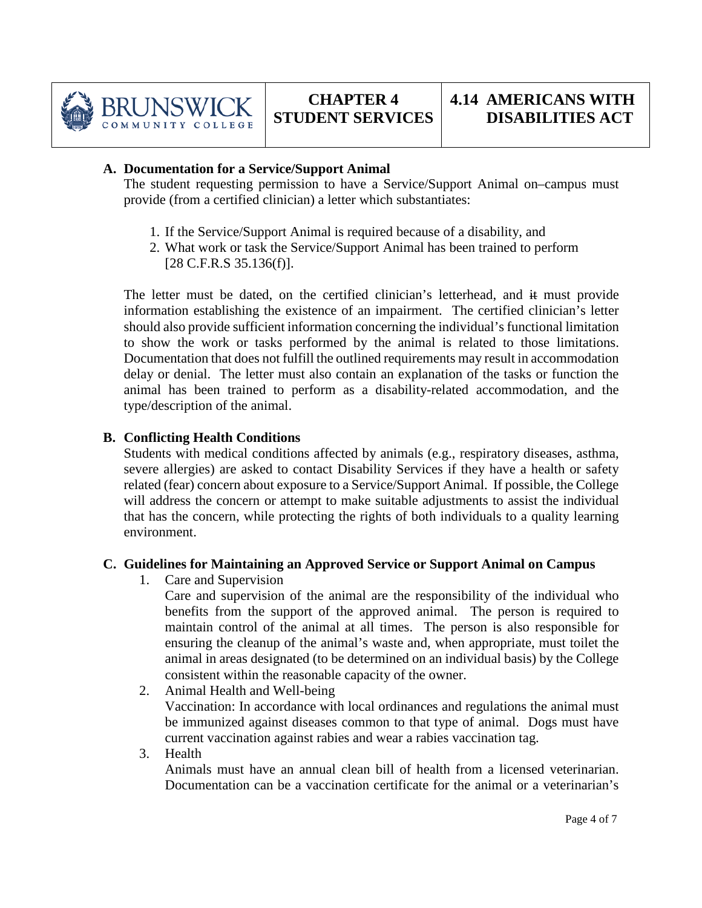### A. Documentation for a Service/Support Animal

The student requesting permission to have a Service/Support Animal on–campus must provide (from a certified clinician) a letter which substantiates:

1. If the Service/Support Animal is required because of a disability, and
2. What work or task the Service/Support Animal has been trained to perform [28 C.F.R.S 35.136(f)].

The letter must be dated, on the certified clinician's letterhead, and ~~it~~ must provide information establishing the existence of an impairment. The certified clinician's letter should also provide sufficient information concerning the individual's functional limitation to show the work or tasks performed by the animal is related to those limitations. Documentation that does not fulfill the outlined requirements may result in accommodation delay or denial. The letter must also contain an explanation of the tasks or function the animal has been trained to perform as a disability-related accommodation, and the type/description of the animal.

### B. Conflicting Health Conditions

Students with medical conditions affected by animals (e.g., respiratory diseases, asthma, severe allergies) are asked to contact Disability Services if they have a health or safety related (fear) concern about exposure to a Service/Support Animal. If possible, the College will address the concern or attempt to make suitable adjustments to assist the individual that has the concern, while protecting the rights of both individuals to a quality learning environment.

### C. Guidelines for Maintaining an Approved Service or Support Animal on Campus

1. Care and Supervision

   Care and supervision of the animal are the responsibility of the individual who benefits from the support of the approved animal. The person is required to maintain control of the animal at all times. The person is also responsible for ensuring the cleanup of the animal's waste and, when appropriate, must toilet the animal in areas designated (to be determined on an individual basis) by the College consistent within the reasonable capacity of the owner.

2. Animal Health and Well-being

   Vaccination: In accordance with local ordinances and regulations the animal must be immunized against diseases common to that type of animal. Dogs must have current vaccination against rabies and wear a rabies vaccination tag.

3. Health

   Animals must have an annual clean bill of health from a licensed veterinarian. Documentation can be a vaccination certificate for the animal or a veterinarian's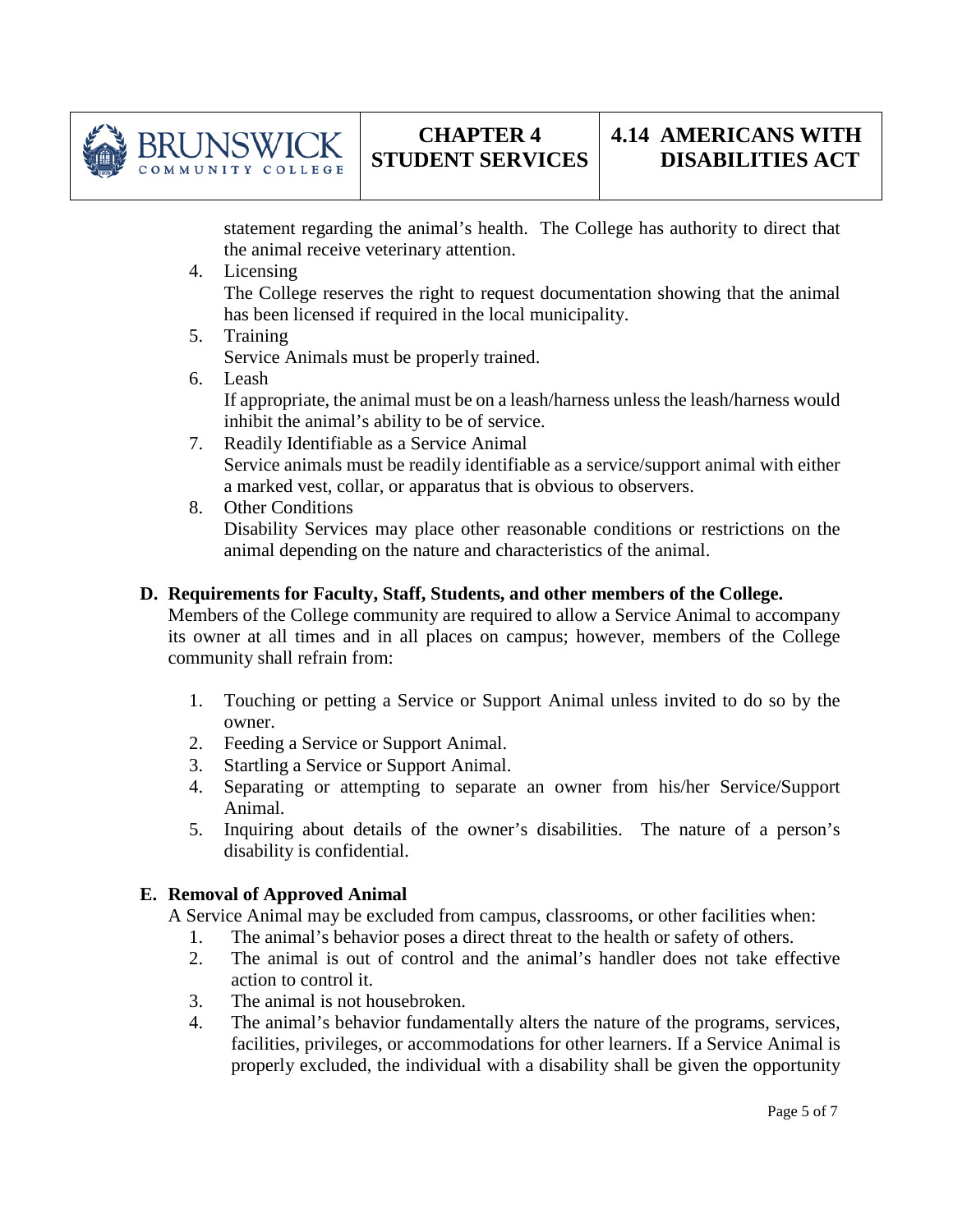statement regarding the animal's health. The College has authority to direct that the animal receive veterinary attention.

4. Licensing
   The College reserves the right to request documentation showing that the animal has been licensed if required in the local municipality.
5. Training
   Service Animals must be properly trained.
6. Leash
   If appropriate, the animal must be on a leash/harness unless the leash/harness would inhibit the animal's ability to be of service.
7. Readily Identifiable as a Service Animal
   Service animals must be readily identifiable as a service/support animal with either a marked vest, collar, or apparatus that is obvious to observers.
8. Other Conditions
   Disability Services may place other reasonable conditions or restrictions on the animal depending on the nature and characteristics of the animal.

**D. Requirements for Faculty, Staff, Students, and other members of the College.**

Members of the College community are required to allow a Service Animal to accompany its owner at all times and in all places on campus; however, members of the College community shall refrain from:

1. Touching or petting a Service or Support Animal unless invited to do so by the owner.
2. Feeding a Service or Support Animal.
3. Startling a Service or Support Animal.
4. Separating or attempting to separate an owner from his/her Service/Support Animal.
5. Inquiring about details of the owner's disabilities. The nature of a person's disability is confidential.

**E. Removal of Approved Animal**

A Service Animal may be excluded from campus, classrooms, or other facilities when:

1. The animal's behavior poses a direct threat to the health or safety of others.
2. The animal is out of control and the animal's handler does not take effective action to control it.
3. The animal is not housebroken.
4. The animal's behavior fundamentally alters the nature of the programs, services, facilities, privileges, or accommodations for other learners. If a Service Animal is properly excluded, the individual with a disability shall be given the opportunity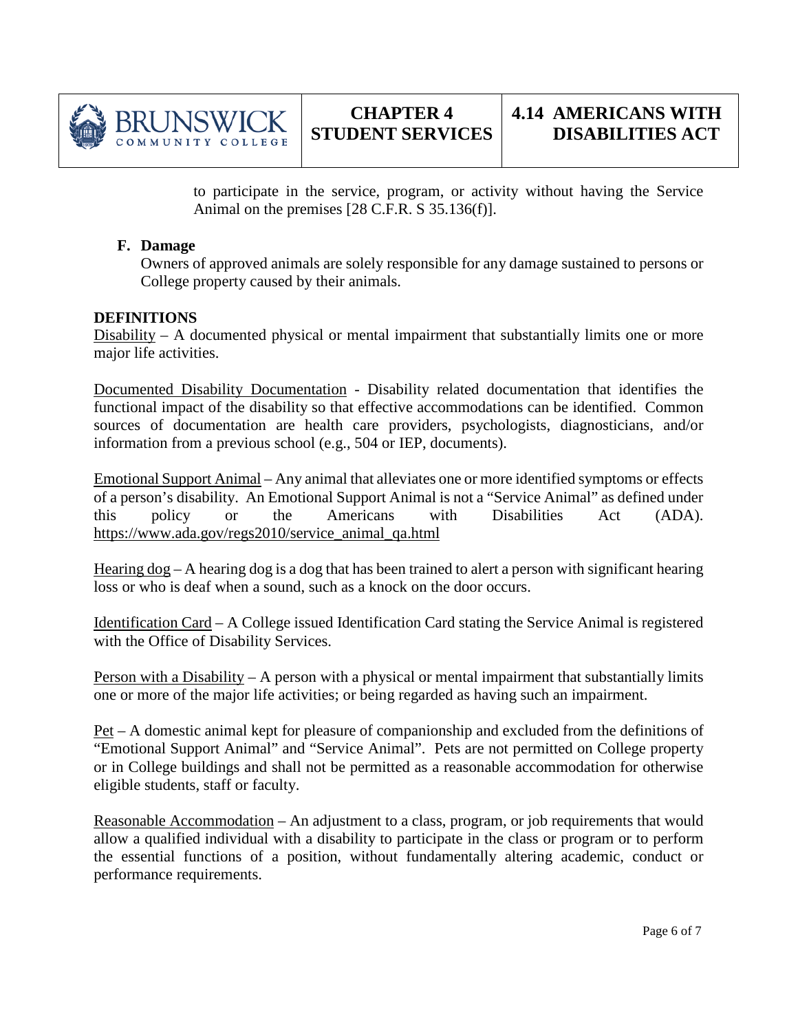to participate in the service, program, or activity without having the Service Animal on the premises [28 C.F.R. S 35.136(f)].

**F. Damage**

Owners of approved animals are solely responsible for any damage sustained to persons or College property caused by their animals.

**DEFINITIONS**

Disability – A documented physical or mental impairment that substantially limits one or more major life activities.

Documented Disability Documentation - Disability related documentation that identifies the functional impact of the disability so that effective accommodations can be identified. Common sources of documentation are health care providers, psychologists, diagnosticians, and/or information from a previous school (e.g., 504 or IEP, documents).

Emotional Support Animal – Any animal that alleviates one or more identified symptoms or effects of a person's disability. An Emotional Support Animal is not a "Service Animal" as defined under this policy or the Americans with Disabilities Act (ADA). https://www.ada.gov/regs2010/service_animal_qa.html

Hearing dog – A hearing dog is a dog that has been trained to alert a person with significant hearing loss or who is deaf when a sound, such as a knock on the door occurs.

Identification Card – A College issued Identification Card stating the Service Animal is registered with the Office of Disability Services.

Person with a Disability – A person with a physical or mental impairment that substantially limits one or more of the major life activities; or being regarded as having such an impairment.

Pet – A domestic animal kept for pleasure of companionship and excluded from the definitions of "Emotional Support Animal" and "Service Animal". Pets are not permitted on College property or in College buildings and shall not be permitted as a reasonable accommodation for otherwise eligible students, staff or faculty.

Reasonable Accommodation – An adjustment to a class, program, or job requirements that would allow a qualified individual with a disability to participate in the class or program or to perform the essential functions of a position, without fundamentally altering academic, conduct or performance requirements.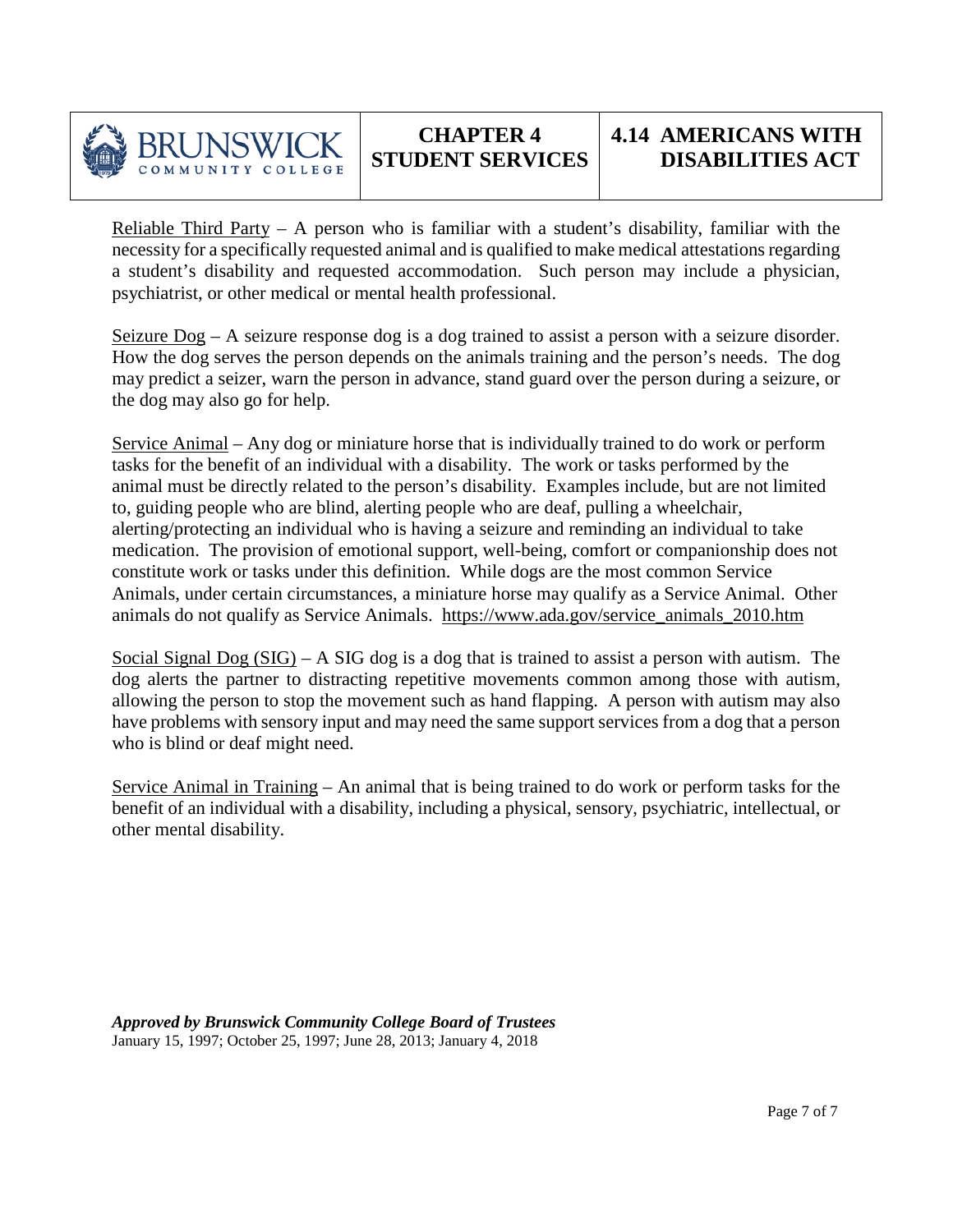Reliable Third Party – A person who is familiar with a student's disability, familiar with the necessity for a specifically requested animal and is qualified to make medical attestations regarding a student's disability and requested accommodation. Such person may include a physician, psychiatrist, or other medical or mental health professional.

Seizure Dog – A seizure response dog is a dog trained to assist a person with a seizure disorder. How the dog serves the person depends on the animals training and the person's needs. The dog may predict a seizer, warn the person in advance, stand guard over the person during a seizure, or the dog may also go for help.

Service Animal – Any dog or miniature horse that is individually trained to do work or perform tasks for the benefit of an individual with a disability. The work or tasks performed by the animal must be directly related to the person's disability. Examples include, but are not limited to, guiding people who are blind, alerting people who are deaf, pulling a wheelchair, alerting/protecting an individual who is having a seizure and reminding an individual to take medication. The provision of emotional support, well-being, comfort or companionship does not constitute work or tasks under this definition. While dogs are the most common Service Animals, under certain circumstances, a miniature horse may qualify as a Service Animal. Other animals do not qualify as Service Animals. https://www.ada.gov/service_animals_2010.htm

Social Signal Dog (SIG) – A SIG dog is a dog that is trained to assist a person with autism. The dog alerts the partner to distracting repetitive movements common among those with autism, allowing the person to stop the movement such as hand flapping. A person with autism may also have problems with sensory input and may need the same support services from a dog that a person who is blind or deaf might need.

Service Animal in Training – An animal that is being trained to do work or perform tasks for the benefit of an individual with a disability, including a physical, sensory, psychiatric, intellectual, or other mental disability.

***Approved by Brunswick Community College Board of Trustees***
January 15, 1997; October 25, 1997; June 28, 2013; January 4, 2018